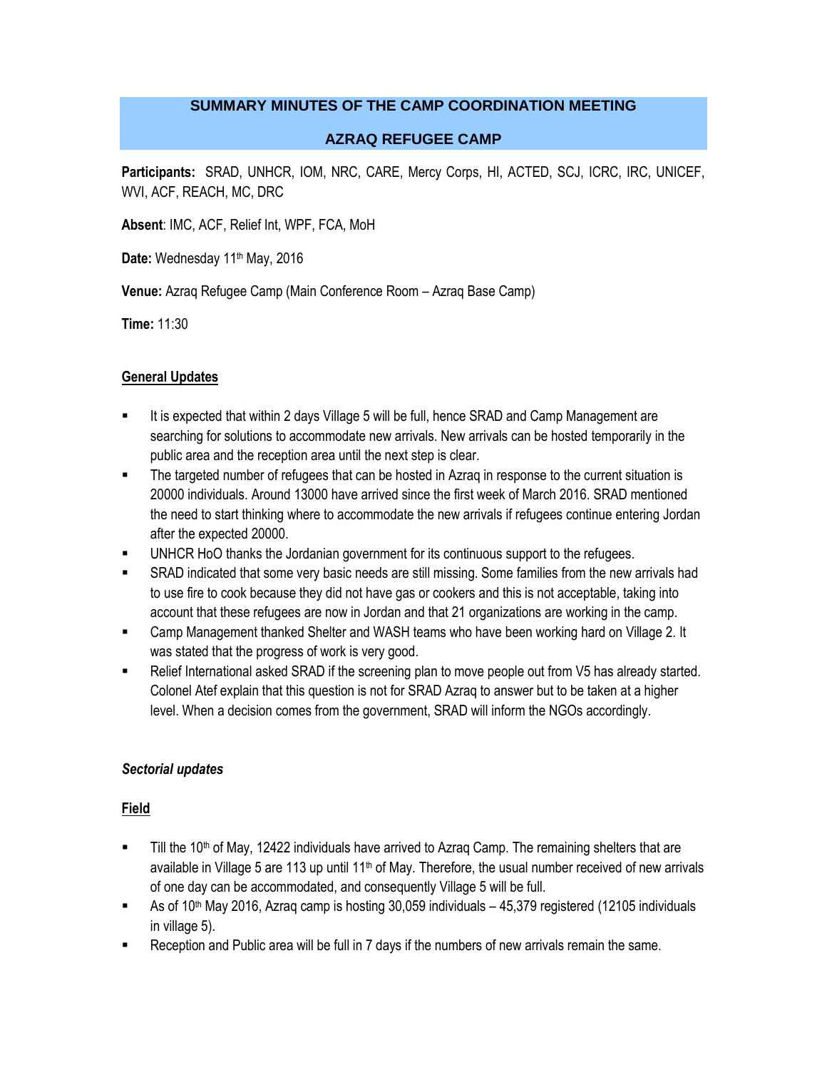# SUMMARY MINUTES OF THE CAMP COORDINATION MEETING

## AZRAQ REFUGEE CAMP

**Participants:** SRAD, UNHCR, IOM, NRC, CARE, Mercy Corps, HI, ACTED, SCJ, ICRC, IRC, UNICEF, WVI, ACF, REACH, MC, DRC

**Absent**: IMC, ACF, Relief Int, WPF, FCA, MoH

**Date:** Wednesday 11th May, 2016

**Venue:** Azraq Refugee Camp (Main Conference Room – Azraq Base Camp)

**Time:** 11:30

**General Updates**

- It is expected that within 2 days Village 5 will be full, hence SRAD and Camp Management are searching for solutions to accommodate new arrivals. New arrivals can be hosted temporarily in the public area and the reception area until the next step is clear.
- The targeted number of refugees that can be hosted in Azraq in response to the current situation is 20000 individuals. Around 13000 have arrived since the first week of March 2016. SRAD mentioned the need to start thinking where to accommodate the new arrivals if refugees continue entering Jordan after the expected 20000.
- UNHCR HoO thanks the Jordanian government for its continuous support to the refugees.
- SRAD indicated that some very basic needs are still missing. Some families from the new arrivals had to use fire to cook because they did not have gas or cookers and this is not acceptable, taking into account that these refugees are now in Jordan and that 21 organizations are working in the camp.
- Camp Management thanked Shelter and WASH teams who have been working hard on Village 2. It was stated that the progress of work is very good.
- Relief International asked SRAD if the screening plan to move people out from V5 has already started. Colonel Atef explain that this question is not for SRAD Azraq to answer but to be taken at a higher level. When a decision comes from the government, SRAD will inform the NGOs accordingly.

***Sectorial updates***

**Field**

- Till the 10th of May, 12422 individuals have arrived to Azraq Camp. The remaining shelters that are available in Village 5 are 113 up until 11th of May. Therefore, the usual number received of new arrivals of one day can be accommodated, and consequently Village 5 will be full.
- As of 10th May 2016, Azraq camp is hosting 30,059 individuals – 45,379 registered (12105 individuals in village 5).
- Reception and Public area will be full in 7 days if the numbers of new arrivals remain the same.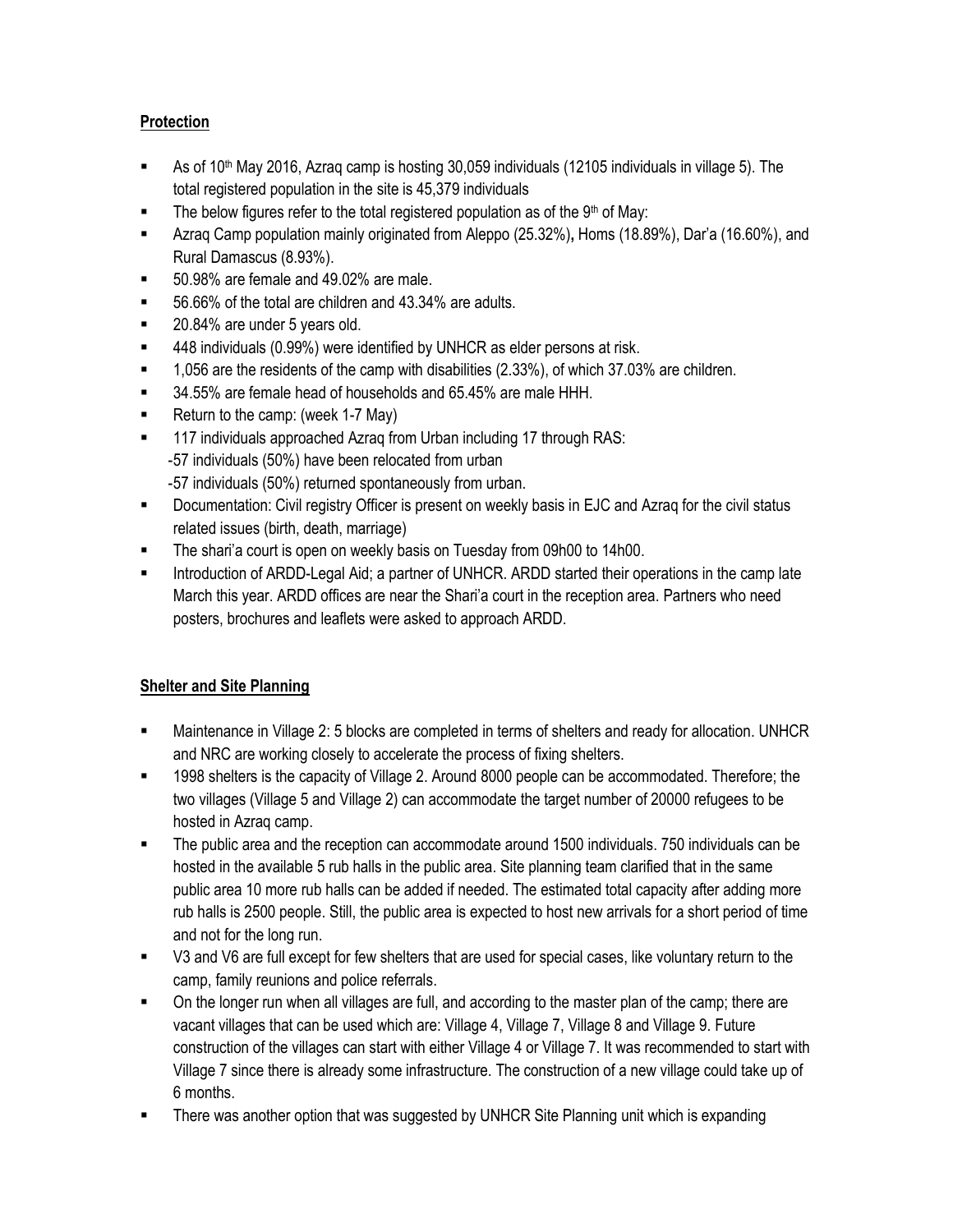## Protection

- As of 10th May 2016, Azraq camp is hosting 30,059 individuals (12105 individuals in village 5). The total registered population in the site is 45,379 individuals
- The below figures refer to the total registered population as of the 9th of May:
- Azraq Camp population mainly originated from Aleppo (25.32%), Homs (18.89%), Dar'a (16.60%), and Rural Damascus (8.93%).
- 50.98% are female and 49.02% are male.
- 56.66% of the total are children and 43.34% are adults.
- 20.84% are under 5 years old.
- 448 individuals (0.99%) were identified by UNHCR as elder persons at risk.
- 1,056 are the residents of the camp with disabilities (2.33%), of which 37.03% are children.
- 34.55% are female head of households and 65.45% are male HHH.
- Return to the camp: (week 1-7 May)
- 117 individuals approached Azraq from Urban including 17 through RAS:
  - -57 individuals (50%) have been relocated from urban
  - -57 individuals (50%) returned spontaneously from urban.
- Documentation: Civil registry Officer is present on weekly basis in EJC and Azraq for the civil status related issues (birth, death, marriage)
- The shari'a court is open on weekly basis on Tuesday from 09h00 to 14h00.
- Introduction of ARDD-Legal Aid; a partner of UNHCR. ARDD started their operations in the camp late March this year. ARDD offices are near the Shari'a court in the reception area. Partners who need posters, brochures and leaflets were asked to approach ARDD.

## Shelter and Site Planning

- Maintenance in Village 2: 5 blocks are completed in terms of shelters and ready for allocation. UNHCR and NRC are working closely to accelerate the process of fixing shelters.
- 1998 shelters is the capacity of Village 2. Around 8000 people can be accommodated. Therefore; the two villages (Village 5 and Village 2) can accommodate the target number of 20000 refugees to be hosted in Azraq camp.
- The public area and the reception can accommodate around 1500 individuals. 750 individuals can be hosted in the available 5 rub halls in the public area. Site planning team clarified that in the same public area 10 more rub halls can be added if needed. The estimated total capacity after adding more rub halls is 2500 people. Still, the public area is expected to host new arrivals for a short period of time and not for the long run.
- V3 and V6 are full except for few shelters that are used for special cases, like voluntary return to the camp, family reunions and police referrals.
- On the longer run when all villages are full, and according to the master plan of the camp; there are vacant villages that can be used which are: Village 4, Village 7, Village 8 and Village 9. Future construction of the villages can start with either Village 4 or Village 7. It was recommended to start with Village 7 since there is already some infrastructure. The construction of a new village could take up of 6 months.
- There was another option that was suggested by UNHCR Site Planning unit which is expanding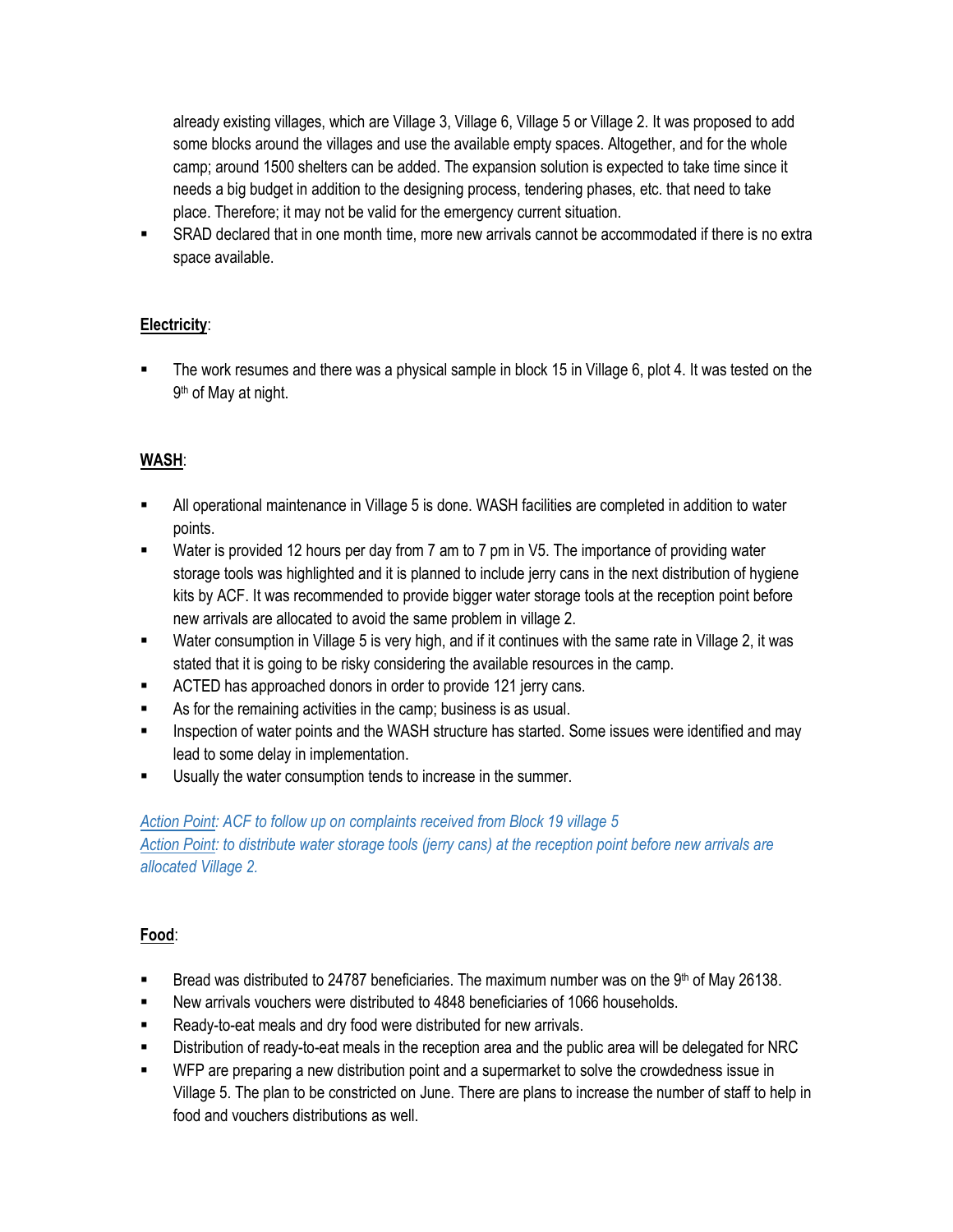already existing villages, which are Village 3, Village 6, Village 5 or Village 2. It was proposed to add some blocks around the villages and use the available empty spaces. Altogether, and for the whole camp; around 1500 shelters can be added. The expansion solution is expected to take time since it needs a big budget in addition to the designing process, tendering phases, etc. that need to take place. Therefore; it may not be valid for the emergency current situation.

- SRAD declared that in one month time, more new arrivals cannot be accommodated if there is no extra space available.

**Electricity**:

- The work resumes and there was a physical sample in block 15 in Village 6, plot 4. It was tested on the 9th of May at night.

**WASH**:

- All operational maintenance in Village 5 is done. WASH facilities are completed in addition to water points.
- Water is provided 12 hours per day from 7 am to 7 pm in V5. The importance of providing water storage tools was highlighted and it is planned to include jerry cans in the next distribution of hygiene kits by ACF. It was recommended to provide bigger water storage tools at the reception point before new arrivals are allocated to avoid the same problem in village 2.
- Water consumption in Village 5 is very high, and if it continues with the same rate in Village 2, it was stated that it is going to be risky considering the available resources in the camp.
- ACTED has approached donors in order to provide 121 jerry cans.
- As for the remaining activities in the camp; business is as usual.
- Inspection of water points and the WASH structure has started. Some issues were identified and may lead to some delay in implementation.
- Usually the water consumption tends to increase in the summer.

*Action Point: ACF to follow up on complaints received from Block 19 village 5*
*Action Point: to distribute water storage tools (jerry cans) at the reception point before new arrivals are allocated Village 2.*

**Food**:

- Bread was distributed to 24787 beneficiaries. The maximum number was on the 9th of May 26138.
- New arrivals vouchers were distributed to 4848 beneficiaries of 1066 households.
- Ready-to-eat meals and dry food were distributed for new arrivals.
- Distribution of ready-to-eat meals in the reception area and the public area will be delegated for NRC
- WFP are preparing a new distribution point and a supermarket to solve the crowdedness issue in Village 5. The plan to be constricted on June. There are plans to increase the number of staff to help in food and vouchers distributions as well.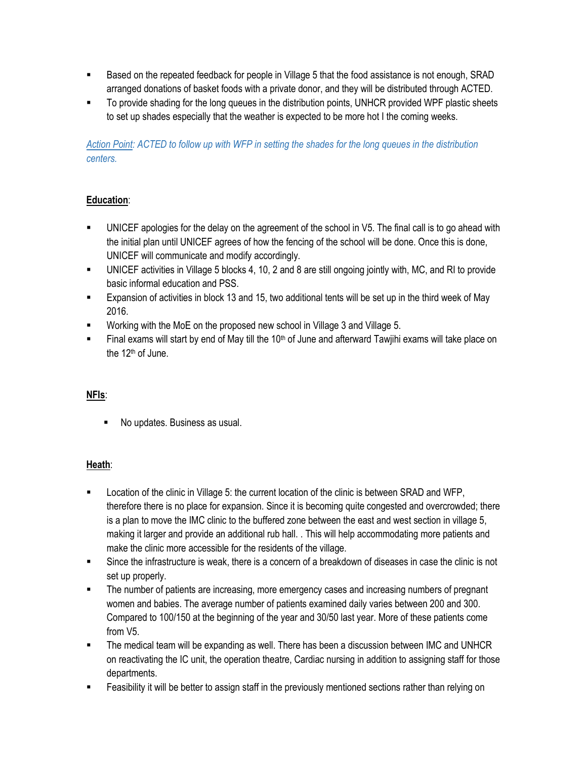- Based on the repeated feedback for people in Village 5 that the food assistance is not enough, SRAD arranged donations of basket foods with a private donor, and they will be distributed through ACTED.
- To provide shading for the long queues in the distribution points, UNHCR provided WPF plastic sheets to set up shades especially that the weather is expected to be more hot I the coming weeks.

*Action Point: ACTED to follow up with WFP in setting the shades for the long queues in the distribution centers.*

**Education**:

- UNICEF apologies for the delay on the agreement of the school in V5. The final call is to go ahead with the initial plan until UNICEF agrees of how the fencing of the school will be done. Once this is done, UNICEF will communicate and modify accordingly.
- UNICEF activities in Village 5 blocks 4, 10, 2 and 8 are still ongoing jointly with, MC, and RI to provide basic informal education and PSS.
- Expansion of activities in block 13 and 15, two additional tents will be set up in the third week of May 2016.
- Working with the MoE on the proposed new school in Village 3 and Village 5.
- Final exams will start by end of May till the 10th of June and afterward Tawjihi exams will take place on the 12th of June.

**NFIs**:

- No updates. Business as usual.

**Heath**:

- Location of the clinic in Village 5: the current location of the clinic is between SRAD and WFP, therefore there is no place for expansion. Since it is becoming quite congested and overcrowded; there is a plan to move the IMC clinic to the buffered zone between the east and west section in village 5, making it larger and provide an additional rub hall. . This will help accommodating more patients and make the clinic more accessible for the residents of the village.
- Since the infrastructure is weak, there is a concern of a breakdown of diseases in case the clinic is not set up properly.
- The number of patients are increasing, more emergency cases and increasing numbers of pregnant women and babies. The average number of patients examined daily varies between 200 and 300. Compared to 100/150 at the beginning of the year and 30/50 last year. More of these patients come from V5.
- The medical team will be expanding as well. There has been a discussion between IMC and UNHCR on reactivating the IC unit, the operation theatre, Cardiac nursing in addition to assigning staff for those departments.
- Feasibility it will be better to assign staff in the previously mentioned sections rather than relying on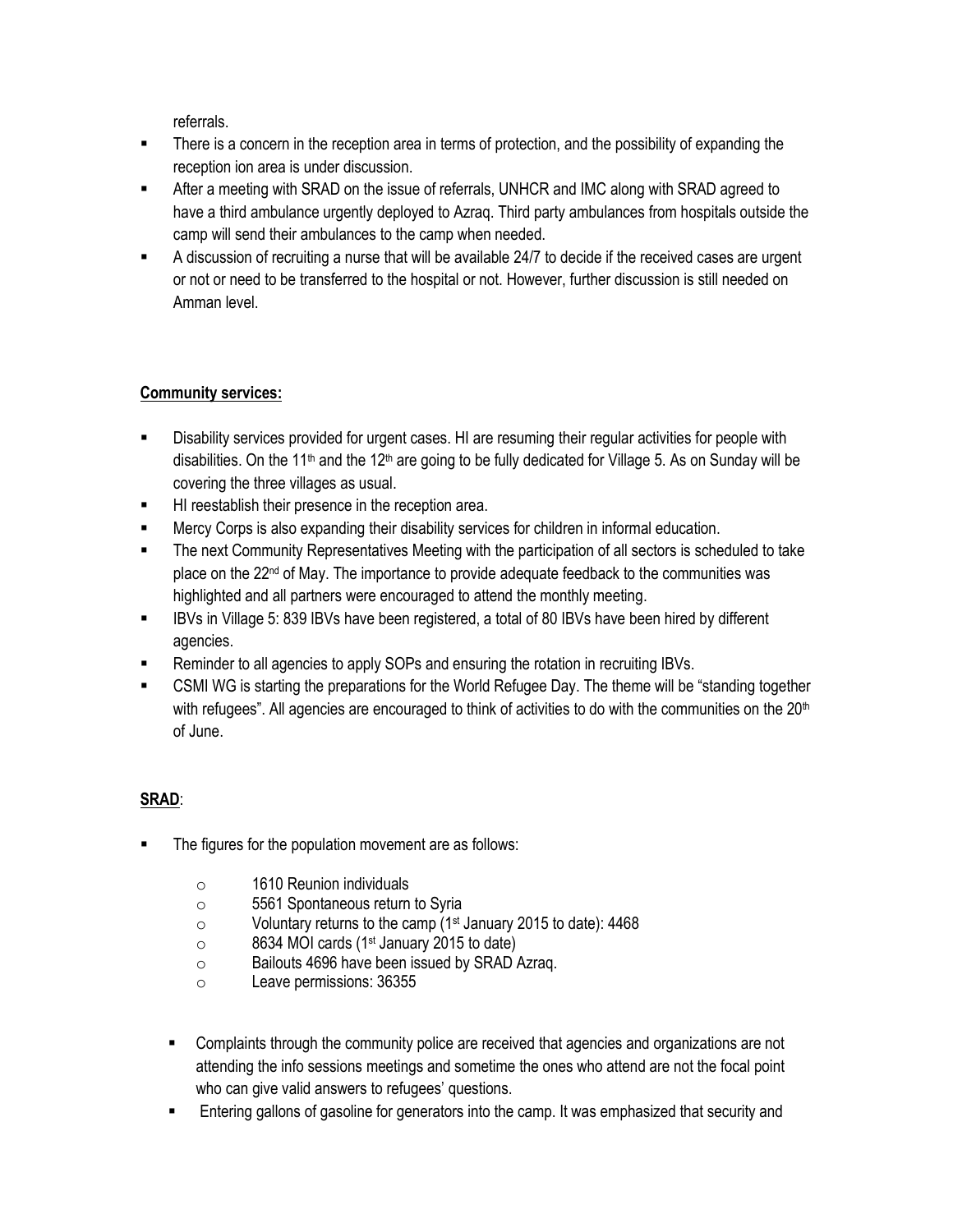referrals.

- There is a concern in the reception area in terms of protection, and the possibility of expanding the reception ion area is under discussion.
- After a meeting with SRAD on the issue of referrals, UNHCR and IMC along with SRAD agreed to have a third ambulance urgently deployed to Azraq. Third party ambulances from hospitals outside the camp will send their ambulances to the camp when needed.
- A discussion of recruiting a nurse that will be available 24/7 to decide if the received cases are urgent or not or need to be transferred to the hospital or not. However, further discussion is still needed on Amman level.

**Community services:**

- Disability services provided for urgent cases. HI are resuming their regular activities for people with disabilities. On the 11th and the 12th are going to be fully dedicated for Village 5. As on Sunday will be covering the three villages as usual.
- HI reestablish their presence in the reception area.
- Mercy Corps is also expanding their disability services for children in informal education.
- The next Community Representatives Meeting with the participation of all sectors is scheduled to take place on the 22nd of May. The importance to provide adequate feedback to the communities was highlighted and all partners were encouraged to attend the monthly meeting.
- IBVs in Village 5: 839 IBVs have been registered, a total of 80 IBVs have been hired by different agencies.
- Reminder to all agencies to apply SOPs and ensuring the rotation in recruiting IBVs.
- CSMI WG is starting the preparations for the World Refugee Day. The theme will be "standing together with refugees". All agencies are encouraged to think of activities to do with the communities on the 20th of June.

**SRAD**:

- The figures for the population movement are as follows:
    - 1610 Reunion individuals
    - 5561 Spontaneous return to Syria
    - Voluntary returns to the camp (1st January 2015 to date): 4468
    - 8634 MOI cards (1st January 2015 to date)
    - Bailouts 4696 have been issued by SRAD Azraq.
    - Leave permissions: 36355

    - Complaints through the community police are received that agencies and organizations are not attending the info sessions meetings and sometime the ones who attend are not the focal point who can give valid answers to refugees' questions.
    - Entering gallons of gasoline for generators into the camp. It was emphasized that security and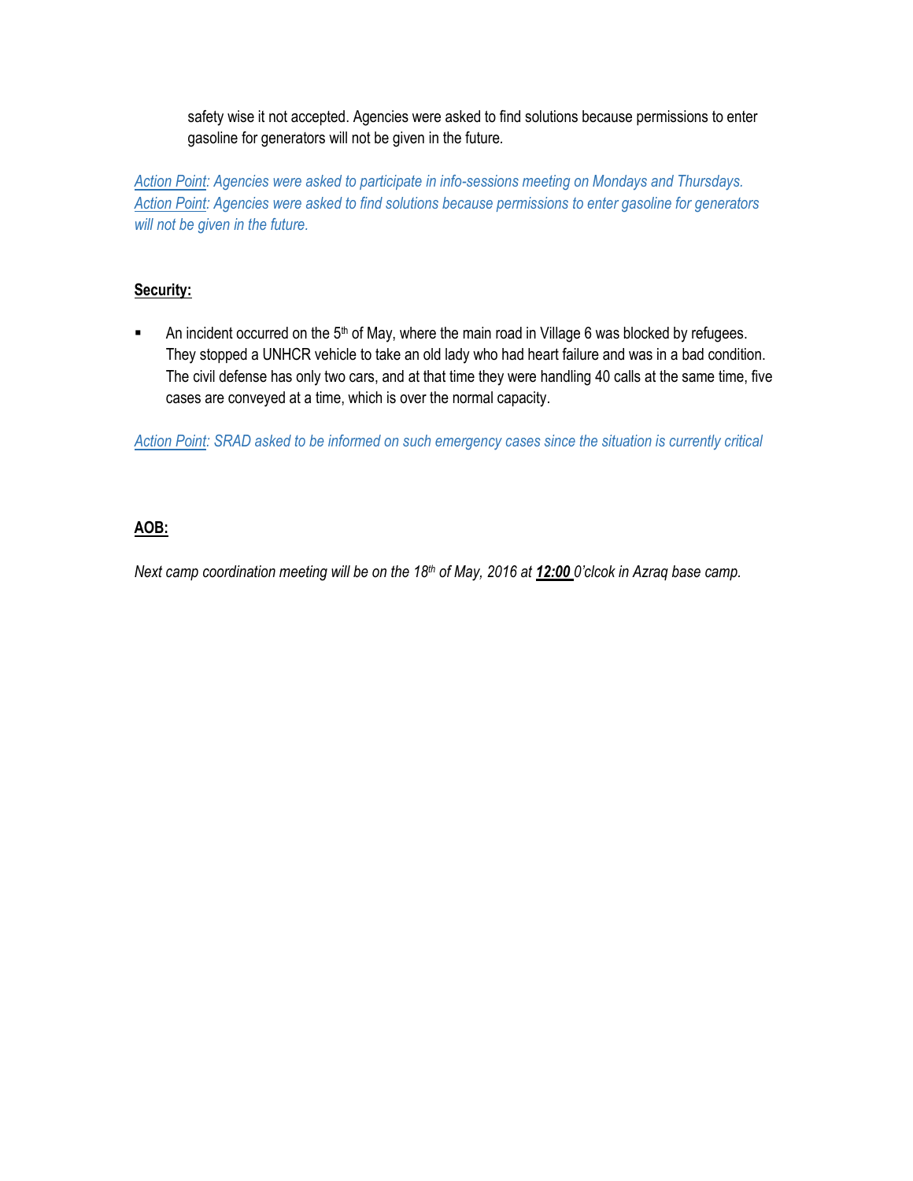safety wise it not accepted. Agencies were asked to find solutions because permissions to enter gasoline for generators will not be given in the future.

*Action Point: Agencies were asked to participate in info-sessions meeting on Mondays and Thursdays.*
*Action Point: Agencies were asked to find solutions because permissions to enter gasoline for generators will not be given in the future.*

**Security:**

- An incident occurred on the 5th of May, where the main road in Village 6 was blocked by refugees. They stopped a UNHCR vehicle to take an old lady who had heart failure and was in a bad condition. The civil defense has only two cars, and at that time they were handling 40 calls at the same time, five cases are conveyed at a time, which is over the normal capacity.

*Action Point: SRAD asked to be informed on such emergency cases since the situation is currently critical*

**AOB:**

*Next camp coordination meeting will be on the 18th of May, 2016 at **12:00** 0'clcok in Azraq base camp.*